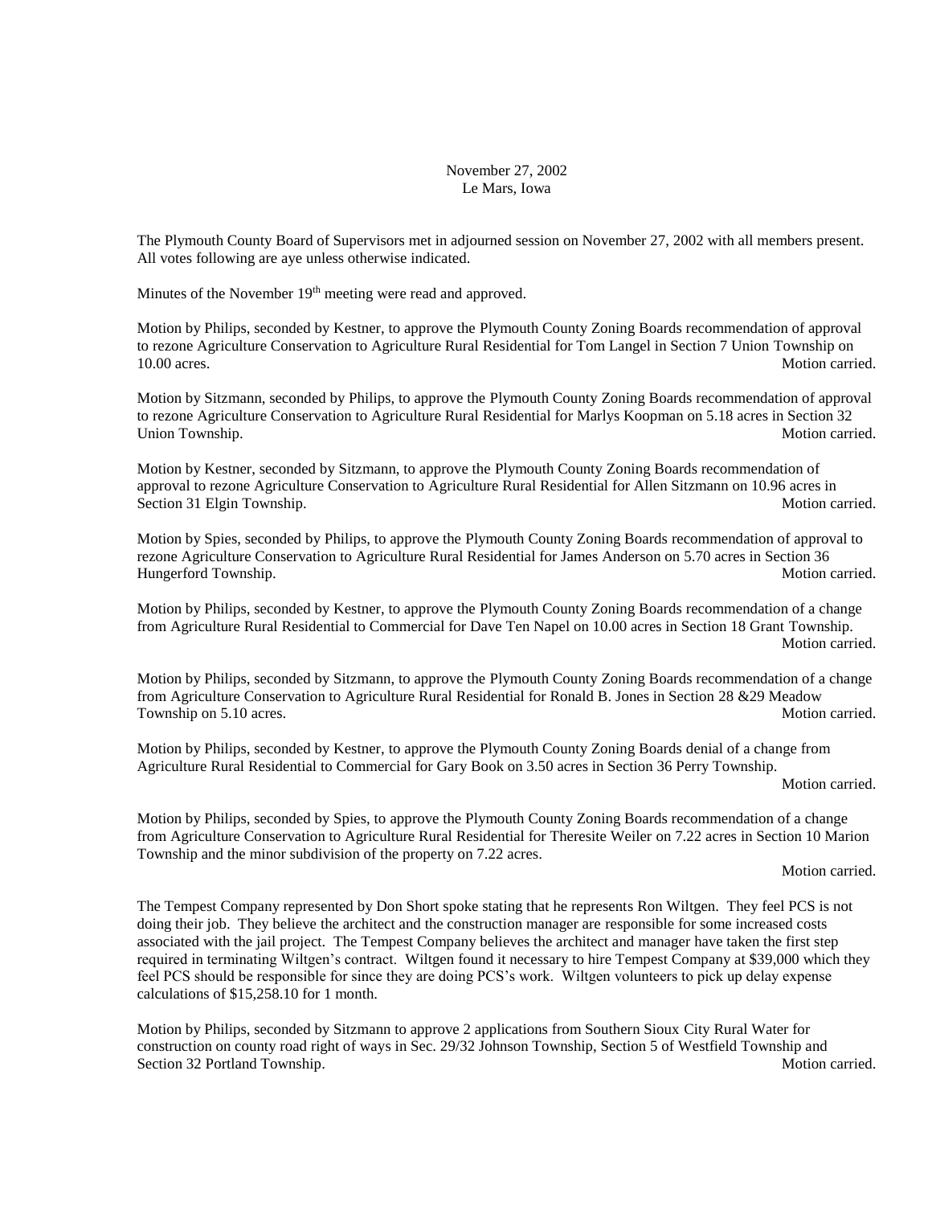November 27, 2002
Le Mars, Iowa

The Plymouth County Board of Supervisors met in adjourned session on November 27, 2002 with all members present. All votes following are aye unless otherwise indicated.

Minutes of the November 19th meeting were read and approved.

Motion by Philips, seconded by Kestner, to approve the Plymouth County Zoning Boards recommendation of approval to rezone Agriculture Conservation to Agriculture Rural Residential for Tom Langel in Section 7 Union Township on 10.00 acres. Motion carried.

Motion by Sitzmann, seconded by Philips, to approve the Plymouth County Zoning Boards recommendation of approval to rezone Agriculture Conservation to Agriculture Rural Residential for Marlys Koopman on 5.18 acres in Section 32 Union Township. Motion carried.

Motion by Kestner, seconded by Sitzmann, to approve the Plymouth County Zoning Boards recommendation of approval to rezone Agriculture Conservation to Agriculture Rural Residential for Allen Sitzmann on 10.96 acres in Section 31 Elgin Township. Motion carried.

Motion by Spies, seconded by Philips, to approve the Plymouth County Zoning Boards recommendation of approval to rezone Agriculture Conservation to Agriculture Rural Residential for James Anderson on 5.70 acres in Section 36 Hungerford Township. Motion carried.

Motion by Philips, seconded by Kestner, to approve the Plymouth County Zoning Boards recommendation of a change from Agriculture Rural Residential to Commercial for Dave Ten Napel on 10.00 acres in Section 18 Grant Township. Motion carried.

Motion by Philips, seconded by Sitzmann, to approve the Plymouth County Zoning Boards recommendation of a change from Agriculture Conservation to Agriculture Rural Residential for Ronald B. Jones in Section 28 &29 Meadow Township on 5.10 acres. Motion carried.

Motion by Philips, seconded by Kestner, to approve the Plymouth County Zoning Boards denial of a change from Agriculture Rural Residential to Commercial for Gary Book on 3.50 acres in Section 36 Perry Township. Motion carried.

Motion by Philips, seconded by Spies, to approve the Plymouth County Zoning Boards recommendation of a change from Agriculture Conservation to Agriculture Rural Residential for Theresite Weiler on 7.22 acres in Section 10 Marion Township and the minor subdivision of the property on 7.22 acres. Motion carried.

The Tempest Company represented by Don Short spoke stating that he represents Ron Wiltgen. They feel PCS is not doing their job. They believe the architect and the construction manager are responsible for some increased costs associated with the jail project. The Tempest Company believes the architect and manager have taken the first step required in terminating Wiltgen's contract. Wiltgen found it necessary to hire Tempest Company at $39,000 which they feel PCS should be responsible for since they are doing PCS's work. Wiltgen volunteers to pick up delay expense calculations of $15,258.10 for 1 month.

Motion by Philips, seconded by Sitzmann to approve 2 applications from Southern Sioux City Rural Water for construction on county road right of ways in Sec. 29/32 Johnson Township, Section 5 of Westfield Township and Section 32 Portland Township. Motion carried.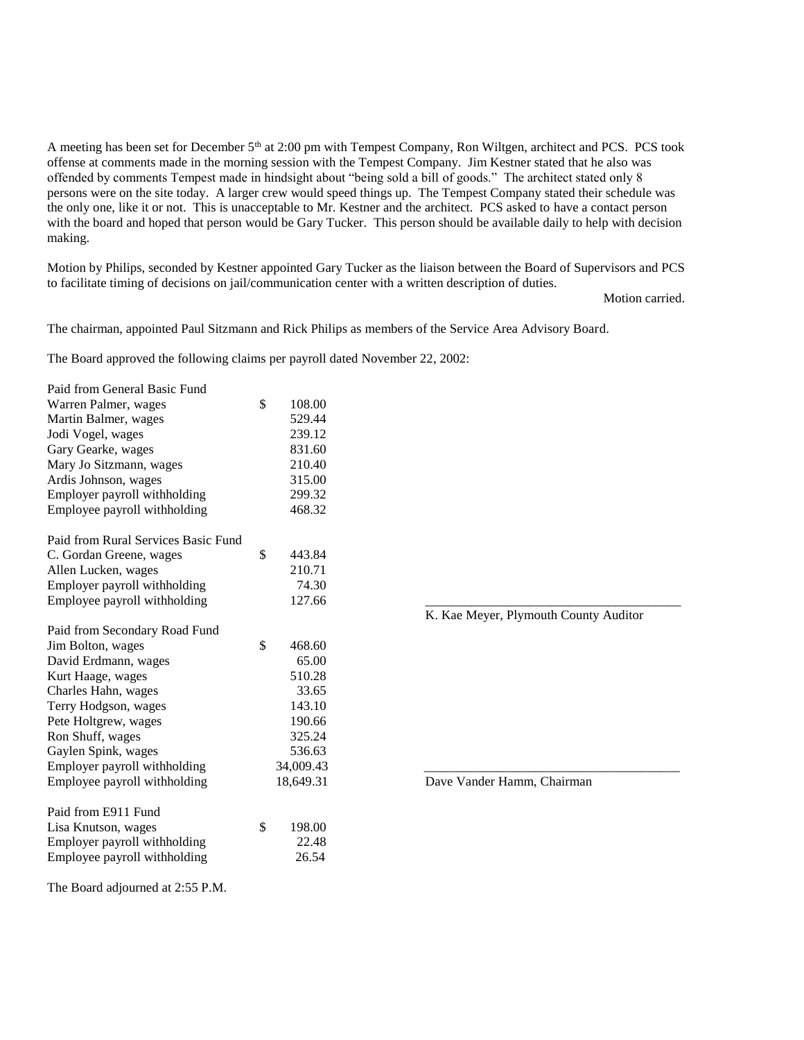A meeting has been set for December 5th at 2:00 pm with Tempest Company, Ron Wiltgen, architect and PCS. PCS took offense at comments made in the morning session with the Tempest Company. Jim Kestner stated that he also was offended by comments Tempest made in hindsight about "being sold a bill of goods." The architect stated only 8 persons were on the site today. A larger crew would speed things up. The Tempest Company stated their schedule was the only one, like it or not. This is unacceptable to Mr. Kestner and the architect. PCS asked to have a contact person with the board and hoped that person would be Gary Tucker. This person should be available daily to help with decision making.

Motion by Philips, seconded by Kestner appointed Gary Tucker as the liaison between the Board of Supervisors and PCS to facilitate timing of decisions on jail/communication center with a written description of duties.

Motion carried.

The chairman, appointed Paul Sitzmann and Rick Philips as members of the Service Area Advisory Board.

The Board approved the following claims per payroll dated November 22, 2002:

| | |
|---|---|
| Paid from General Basic Fund | |
| Warren Palmer, wages | $ 108.00 |
| Martin Balmer, wages | 529.44 |
| Jodi Vogel, wages | 239.12 |
| Gary Gearke, wages | 831.60 |
| Mary Jo Sitzmann, wages | 210.40 |
| Ardis Johnson, wages | 315.00 |
| Employer payroll withholding | 299.32 |
| Employee payroll withholding | 468.32 |
| Paid from Rural Services Basic Fund | |
| C. Gordan Greene, wages | $ 443.84 |
| Allen Lucken, wages | 210.71 |
| Employer payroll withholding | 74.30 |
| Employee payroll withholding | 127.66 |
| Paid from Secondary Road Fund | |
| Jim Bolton, wages | $ 468.60 |
| David Erdmann, wages | 65.00 |
| Kurt Haage, wages | 510.28 |
| Charles Hahn, wages | 33.65 |
| Terry Hodgson, wages | 143.10 |
| Pete Holtgrew, wages | 190.66 |
| Ron Shuff, wages | 325.24 |
| Gaylen Spink, wages | 536.63 |
| Employer payroll withholding | 34,009.43 |
| Employee payroll withholding | 18,649.31 |
| Paid from E911 Fund | |
| Lisa Knutson, wages | $ 198.00 |
| Employer payroll withholding | 22.48 |
| Employee payroll withholding | 26.54 |

\_\_\_\_\_\_\_\_\_\_\_\_\_\_\_\_\_\_\_\_\_\_\_\_\_\_\_\_\_\_\_\_\_\_\_\_\_\_\_
K. Kae Meyer, Plymouth County Auditor

\_\_\_\_\_\_\_\_\_\_\_\_\_\_\_\_\_\_\_\_\_\_\_\_\_\_\_\_\_\_\_\_\_\_\_\_\_\_\_
Dave Vander Hamm, Chairman

The Board adjourned at 2:55 P.M.